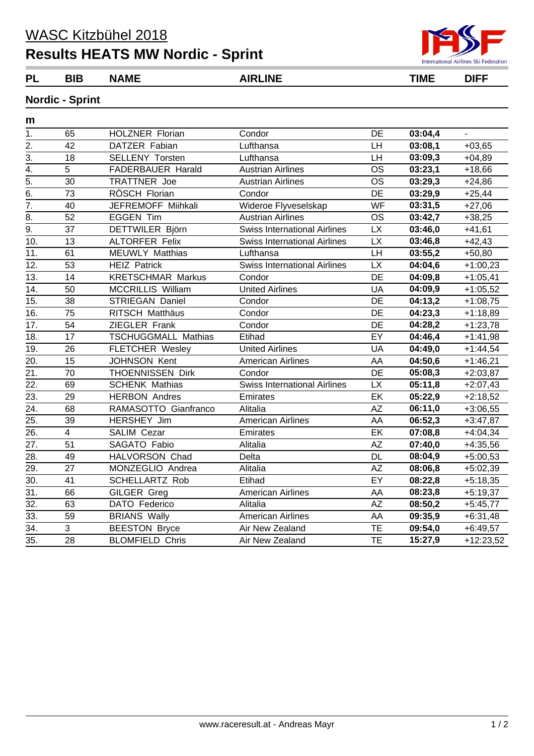# WASC Kitzbühel 2018

## Results HEATS MW Nordic - Sprint

### Nordic - Sprint

**m**

| PL | BIB | NAME | AIRLINE | | TIME | DIFF |
|---|---|---|---|---|---|---|
| 1. | 65 | HOLZNER Florian | Condor | DE | **03:04,4** | - |
| 2. | 42 | DATZER Fabian | Lufthansa | LH | **03:08,1** | +03,65 |
| 3. | 18 | SELLENY Torsten | Lufthansa | LH | **03:09,3** | +04,89 |
| 4. | 5 | FADERBAUER Harald | Austrian Airlines | OS | **03:23,1** | +18,66 |
| 5. | 30 | TRATTNER Joe | Austrian Airlines | OS | **03:29,3** | +24,86 |
| 6. | 73 | RÖSCH Florian | Condor | DE | **03:29,9** | +25,44 |
| 7. | 40 | JEFREMOFF Miihkali | Wideroe Flyveselskap | WF | **03:31,5** | +27,06 |
| 8. | 52 | EGGEN Tim | Austrian Airlines | OS | **03:42,7** | +38,25 |
| 9. | 37 | DETTWILER Björn | Swiss International Airlines | LX | **03:46,0** | +41,61 |
| 10. | 13 | ALTORFER Felix | Swiss International Airlines | LX | **03:46,8** | +42,43 |
| 11. | 61 | MEUWLY Matthias | Lufthansa | LH | **03:55,2** | +50,80 |
| 12. | 53 | HEIZ Patrick | Swiss International Airlines | LX | **04:04,6** | +1:00,23 |
| 13. | 14 | KRETSCHMAR Markus | Condor | DE | **04:09,8** | +1:05,41 |
| 14. | 50 | MCCRILLIS William | United Airlines | UA | **04:09,9** | +1:05,52 |
| 15. | 38 | STRIEGAN Daniel | Condor | DE | **04:13,2** | +1:08,75 |
| 16. | 75 | RITSCH Matthäus | Condor | DE | **04:23,3** | +1:18,89 |
| 17. | 54 | ZIEGLER Frank | Condor | DE | **04:28,2** | +1:23,78 |
| 18. | 17 | TSCHUGGMALL Mathias | Etihad | EY | **04:46,4** | +1:41,98 |
| 19. | 26 | FLETCHER Wesley | United Airlines | UA | **04:49,0** | +1:44,54 |
| 20. | 15 | JOHNSON Kent | American Airlines | AA | **04:50,6** | +1:46,21 |
| 21. | 70 | THOENNISSEN Dirk | Condor | DE | **05:08,3** | +2:03,87 |
| 22. | 69 | SCHENK Mathias | Swiss International Airlines | LX | **05:11,8** | +2:07,43 |
| 23. | 29 | HERBON Andres | Emirates | EK | **05:22,9** | +2:18,52 |
| 24. | 68 | RAMASOTTO Gianfranco | Alitalia | AZ | **06:11,0** | +3:06,55 |
| 25. | 39 | HERSHEY Jim | American Airlines | AA | **06:52,3** | +3:47,87 |
| 26. | 4 | SALIM Cezar | Emirates | EK | **07:08,8** | +4:04,34 |
| 27. | 51 | SAGATO Fabio | Alitalia | AZ | **07:40,0** | +4:35,56 |
| 28. | 49 | HALVORSON Chad | Delta | DL | **08:04,9** | +5:00,53 |
| 29. | 27 | MONZEGLIO Andrea | Alitalia | AZ | **08:06,8** | +5:02,39 |
| 30. | 41 | SCHELLARTZ Rob | Etihad | EY | **08:22,8** | +5:18,35 |
| 31. | 66 | GILGER Greg | American Airlines | AA | **08:23,8** | +5:19,37 |
| 32. | 63 | DATO Federico | Alitalia | AZ | **08:50,2** | +5:45,77 |
| 33. | 59 | BRIANS Wally | American Airlines | AA | **09:35,9** | +6:31,48 |
| 34. | 3 | BEESTON Bryce | Air New Zealand | TE | **09:54,0** | +6:49,57 |
| 35. | 28 | BLOMFIELD Chris | Air New Zealand | TE | **15:27,9** | +12:23,52 |

www.raceresult.at - Andreas Mayr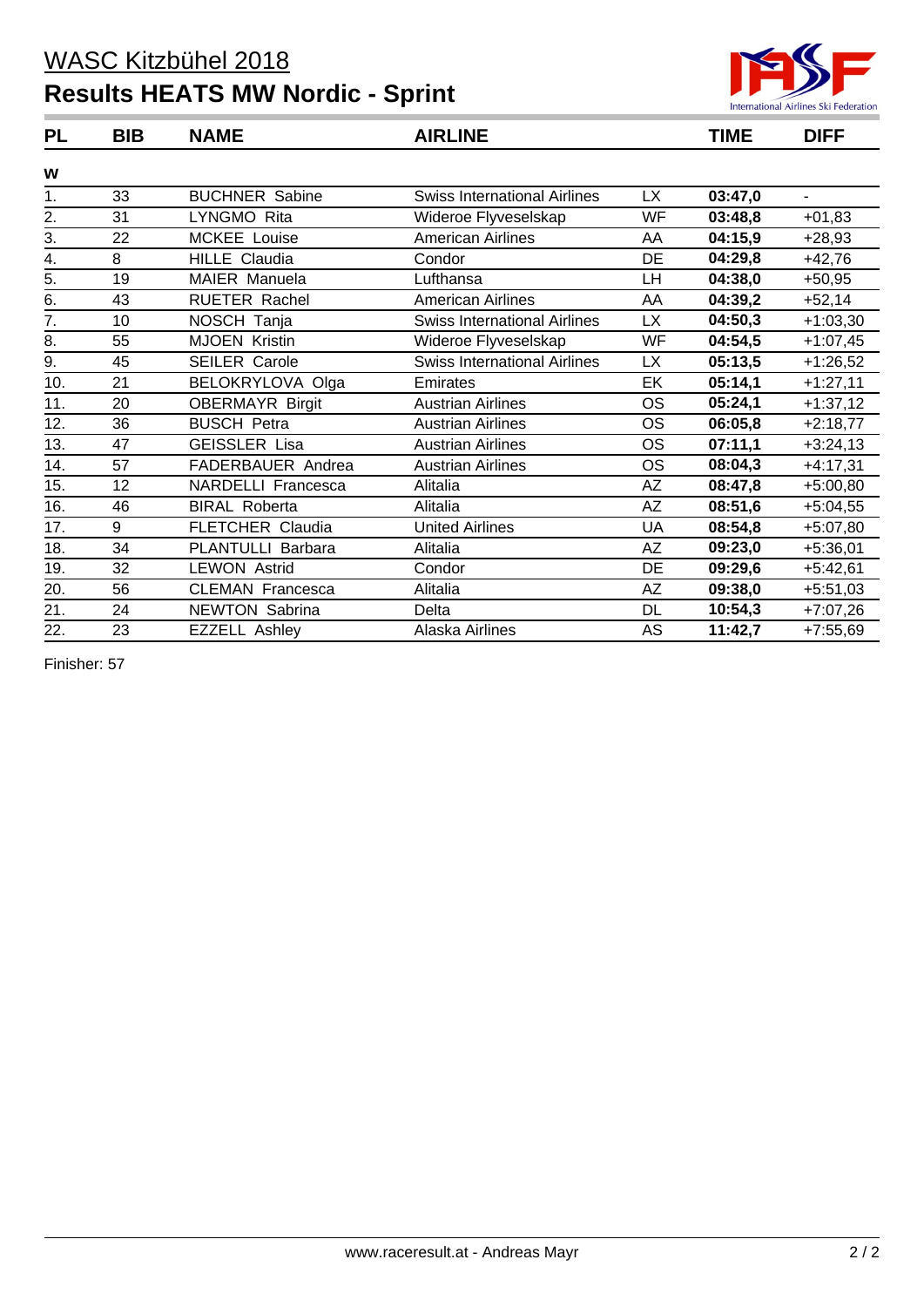# WASC Kitzbühel 2018

## Results HEATS MW Nordic - Sprint

| PL | BIB | NAME | AIRLINE | | TIME | DIFF |
|---|---|---|---|---|---|---|
| **W** | | | | | | |
| 1. | 33 | BUCHNER Sabine | Swiss International Airlines | LX | **03:47,0** | - |
| 2. | 31 | LYNGMO Rita | Wideroe Flyveselskap | WF | **03:48,8** | +01,83 |
| 3. | 22 | MCKEE Louise | American Airlines | AA | **04:15,9** | +28,93 |
| 4. | 8 | HILLE Claudia | Condor | DE | **04:29,8** | +42,76 |
| 5. | 19 | MAIER Manuela | Lufthansa | LH | **04:38,0** | +50,95 |
| 6. | 43 | RUETER Rachel | American Airlines | AA | **04:39,2** | +52,14 |
| 7. | 10 | NOSCH Tanja | Swiss International Airlines | LX | **04:50,3** | +1:03,30 |
| 8. | 55 | MJOEN Kristin | Wideroe Flyveselskap | WF | **04:54,5** | +1:07,45 |
| 9. | 45 | SEILER Carole | Swiss International Airlines | LX | **05:13,5** | +1:26,52 |
| 10. | 21 | BELOKRYLOVA Olga | Emirates | EK | **05:14,1** | +1:27,11 |
| 11. | 20 | OBERMAYR Birgit | Austrian Airlines | OS | **05:24,1** | +1:37,12 |
| 12. | 36 | BUSCH Petra | Austrian Airlines | OS | **06:05,8** | +2:18,77 |
| 13. | 47 | GEISSLER Lisa | Austrian Airlines | OS | **07:11,1** | +3:24,13 |
| 14. | 57 | FADERBAUER Andrea | Austrian Airlines | OS | **08:04,3** | +4:17,31 |
| 15. | 12 | NARDELLI Francesca | Alitalia | AZ | **08:47,8** | +5:00,80 |
| 16. | 46 | BIRAL Roberta | Alitalia | AZ | **08:51,6** | +5:04,55 |
| 17. | 9 | FLETCHER Claudia | United Airlines | UA | **08:54,8** | +5:07,80 |
| 18. | 34 | PLANTULLI Barbara | Alitalia | AZ | **09:23,0** | +5:36,01 |
| 19. | 32 | LEWON Astrid | Condor | DE | **09:29,6** | +5:42,61 |
| 20. | 56 | CLEMAN Francesca | Alitalia | AZ | **09:38,0** | +5:51,03 |
| 21. | 24 | NEWTON Sabrina | Delta | DL | **10:54,3** | +7:07,26 |
| 22. | 23 | EZZELL Ashley | Alaska Airlines | AS | **11:42,7** | +7:55,69 |

Finisher: 57

www.raceresult.at - Andreas Mayr